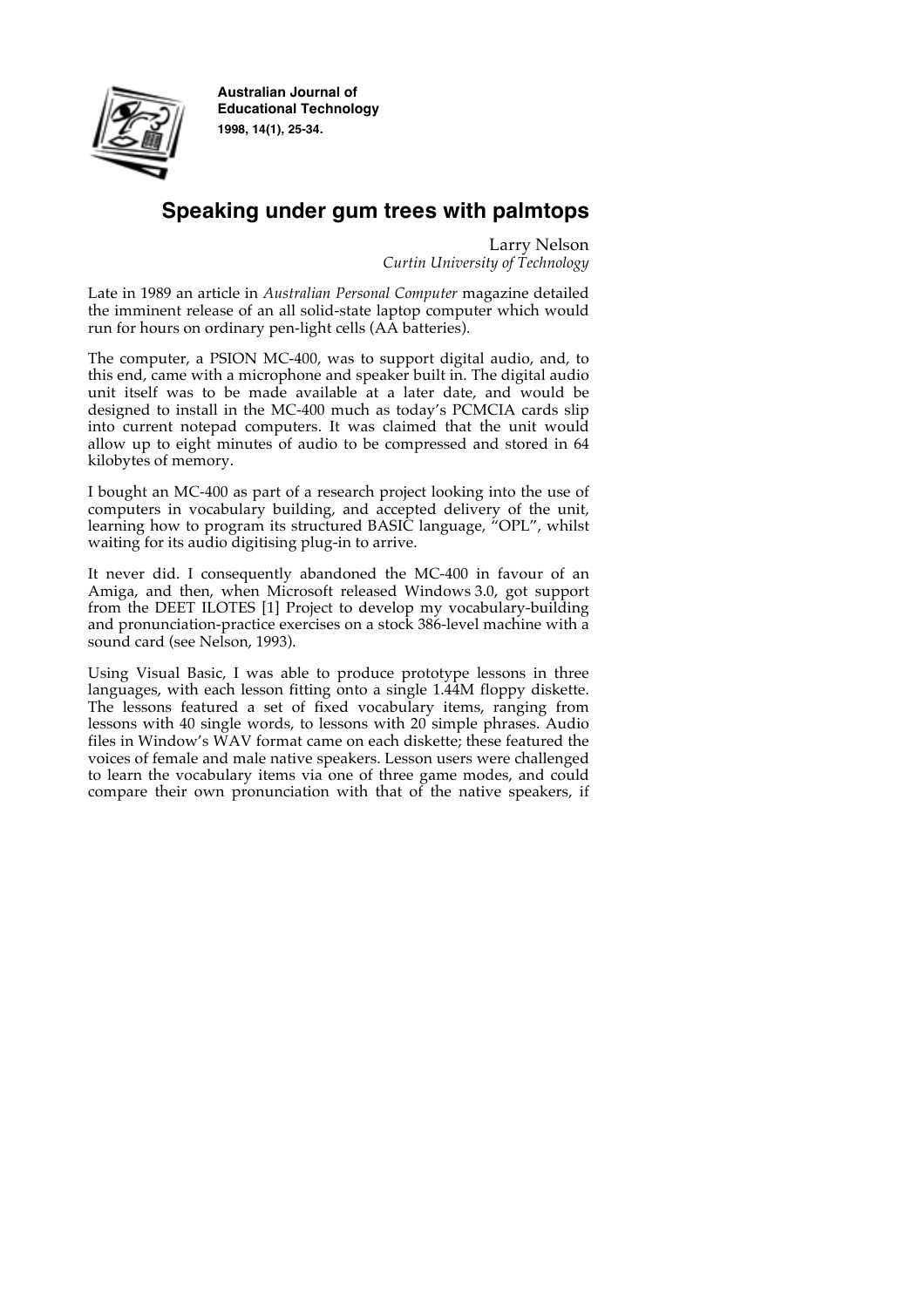**Australian Journal of Educational Technology**
**1998, 14(1), 25-34.**

# Speaking under gum trees with palmtops

Larry Nelson
*Curtin University of Technology*

Late in 1989 an article in *Australian Personal Computer* magazine detailed the imminent release of an all solid-state laptop computer which would run for hours on ordinary pen-light cells (AA batteries).

The computer, a PSION MC-400, was to support digital audio, and, to this end, came with a microphone and speaker built in. The digital audio unit itself was to be made available at a later date, and would be designed to install in the MC-400 much as today's PCMCIA cards slip into current notepad computers. It was claimed that the unit would allow up to eight minutes of audio to be compressed and stored in 64 kilobytes of memory.

I bought an MC-400 as part of a research project looking into the use of computers in vocabulary building, and accepted delivery of the unit, learning how to program its structured BASIC language, "OPL", whilst waiting for its audio digitising plug-in to arrive.

It never did. I consequently abandoned the MC-400 in favour of an Amiga, and then, when Microsoft released Windows 3.0, got support from the DEET ILOTES [1] Project to develop my vocabulary-building and pronunciation-practice exercises on a stock 386-level machine with a sound card (see Nelson, 1993).

Using Visual Basic, I was able to produce prototype lessons in three languages, with each lesson fitting onto a single 1.44M floppy diskette. The lessons featured a set of fixed vocabulary items, ranging from lessons with 40 single words, to lessons with 20 simple phrases. Audio files in Window's WAV format came on each diskette; these featured the voices of female and male native speakers. Lesson users were challenged to learn the vocabulary items via one of three game modes, and could compare their own pronunciation with that of the native speakers, if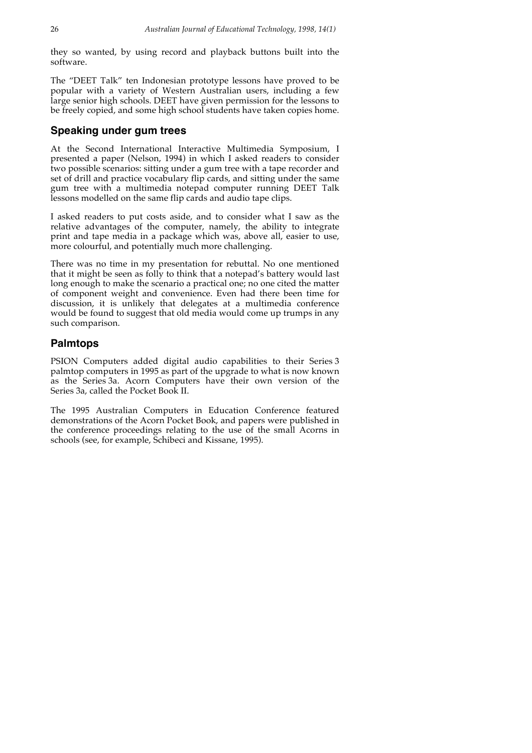they so wanted, by using record and playback buttons built into the software.

The "DEET Talk" ten Indonesian prototype lessons have proved to be popular with a variety of Western Australian users, including a few large senior high schools. DEET have given permission for the lessons to be freely copied, and some high school students have taken copies home.

## Speaking under gum trees

At the Second International Interactive Multimedia Symposium, I presented a paper (Nelson, 1994) in which I asked readers to consider two possible scenarios: sitting under a gum tree with a tape recorder and set of drill and practice vocabulary flip cards, and sitting under the same gum tree with a multimedia notepad computer running DEET Talk lessons modelled on the same flip cards and audio tape clips.

I asked readers to put costs aside, and to consider what I saw as the relative advantages of the computer, namely, the ability to integrate print and tape media in a package which was, above all, easier to use, more colourful, and potentially much more challenging.

There was no time in my presentation for rebuttal. No one mentioned that it might be seen as folly to think that a notepad's battery would last long enough to make the scenario a practical one; no one cited the matter of component weight and convenience. Even had there been time for discussion, it is unlikely that delegates at a multimedia conference would be found to suggest that old media would come up trumps in any such comparison.

## Palmtops

PSION Computers added digital audio capabilities to their Series 3 palmtop computers in 1995 as part of the upgrade to what is now known as the Series 3a. Acorn Computers have their own version of the Series 3a, called the Pocket Book II.

The 1995 Australian Computers in Education Conference featured demonstrations of the Acorn Pocket Book, and papers were published in the conference proceedings relating to the use of the small Acorns in schools (see, for example, Schibeci and Kissane, 1995).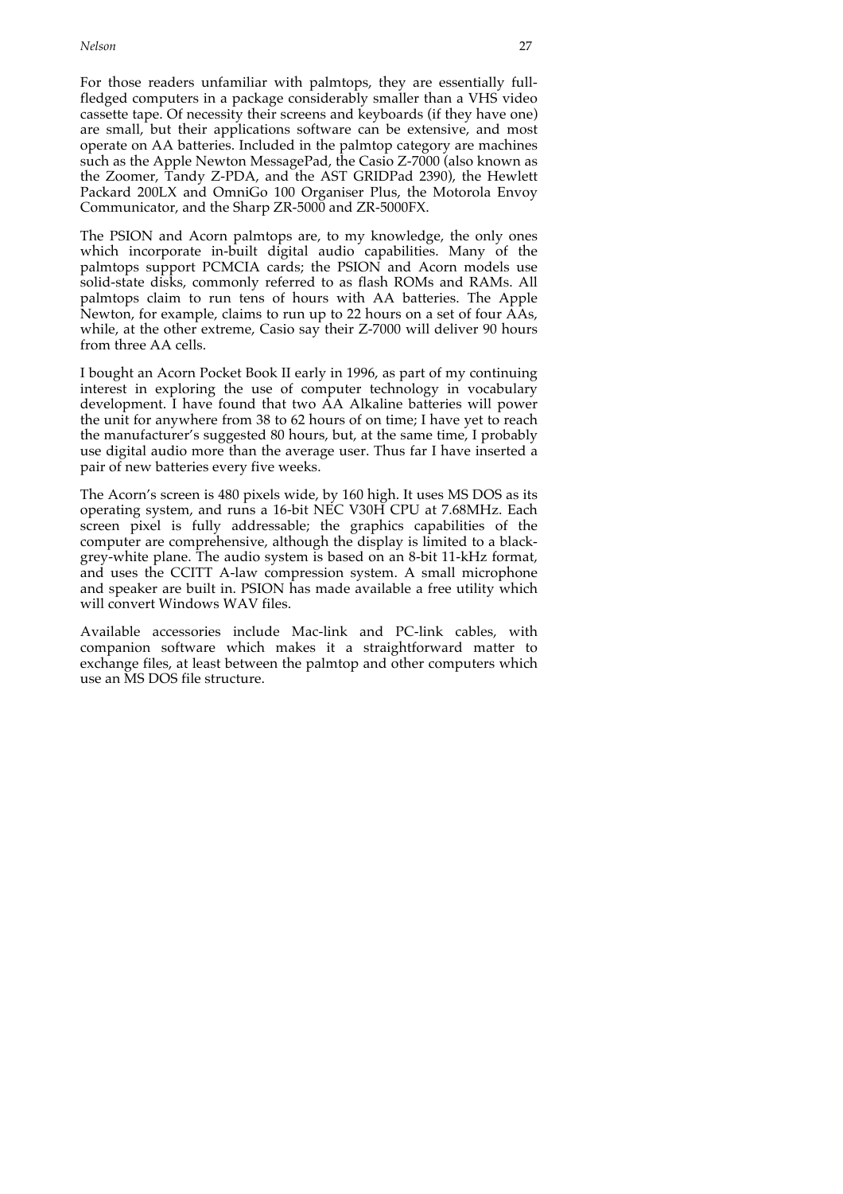For those readers unfamiliar with palmtops, they are essentially full-fledged computers in a package considerably smaller than a VHS video cassette tape. Of necessity their screens and keyboards (if they have one) are small, but their applications software can be extensive, and most operate on AA batteries. Included in the palmtop category are machines such as the Apple Newton MessagePad, the Casio Z-7000 (also known as the Zoomer, Tandy Z-PDA, and the AST GRIDPad 2390), the Hewlett Packard 200LX and OmniGo 100 Organiser Plus, the Motorola Envoy Communicator, and the Sharp ZR-5000 and ZR-5000FX.

The PSION and Acorn palmtops are, to my knowledge, the only ones which incorporate in-built digital audio capabilities. Many of the palmtops support PCMCIA cards; the PSION and Acorn models use solid-state disks, commonly referred to as flash ROMs and RAMs. All palmtops claim to run tens of hours with AA batteries. The Apple Newton, for example, claims to run up to 22 hours on a set of four AAs, while, at the other extreme, Casio say their Z-7000 will deliver 90 hours from three AA cells.

I bought an Acorn Pocket Book II early in 1996, as part of my continuing interest in exploring the use of computer technology in vocabulary development. I have found that two AA Alkaline batteries will power the unit for anywhere from 38 to 62 hours of on time; I have yet to reach the manufacturer's suggested 80 hours, but, at the same time, I probably use digital audio more than the average user. Thus far I have inserted a pair of new batteries every five weeks.

The Acorn's screen is 480 pixels wide, by 160 high. It uses MS DOS as its operating system, and runs a 16-bit NEC V30H CPU at 7.68MHz. Each screen pixel is fully addressable; the graphics capabilities of the computer are comprehensive, although the display is limited to a black-grey-white plane. The audio system is based on an 8-bit 11-kHz format, and uses the CCITT A-law compression system. A small microphone and speaker are built in. PSION has made available a free utility which will convert Windows WAV files.

Available accessories include Mac-link and PC-link cables, with companion software which makes it a straightforward matter to exchange files, at least between the palmtop and other computers which use an MS DOS file structure.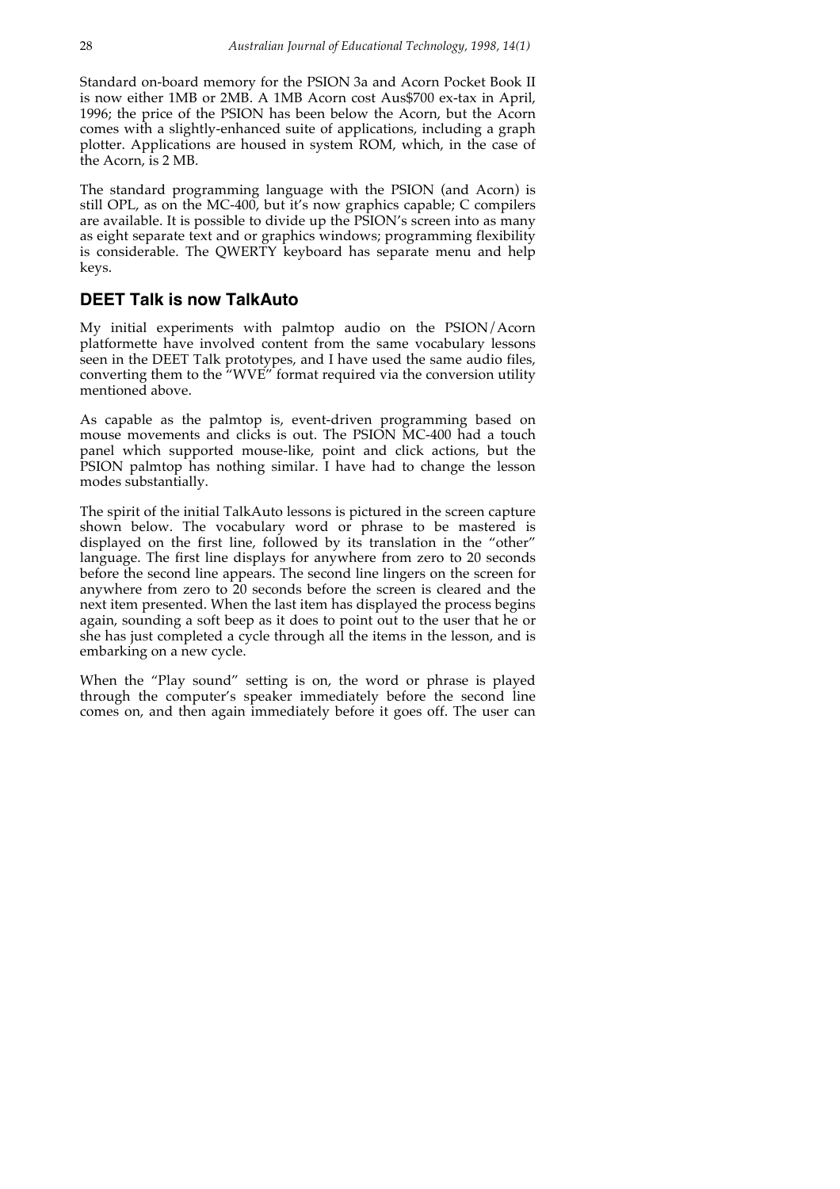Standard on-board memory for the PSION 3a and Acorn Pocket Book II is now either 1MB or 2MB. A 1MB Acorn cost Aus$700 ex-tax in April, 1996; the price of the PSION has been below the Acorn, but the Acorn comes with a slightly-enhanced suite of applications, including a graph plotter. Applications are housed in system ROM, which, in the case of the Acorn, is 2 MB.

The standard programming language with the PSION (and Acorn) is still OPL, as on the MC-400, but it's now graphics capable; C compilers are available. It is possible to divide up the PSION's screen into as many as eight separate text and or graphics windows; programming flexibility is considerable. The QWERTY keyboard has separate menu and help keys.

## DEET Talk is now TalkAuto

My initial experiments with palmtop audio on the PSION/Acorn platformette have involved content from the same vocabulary lessons seen in the DEET Talk prototypes, and I have used the same audio files, converting them to the "WVE" format required via the conversion utility mentioned above.

As capable as the palmtop is, event-driven programming based on mouse movements and clicks is out. The PSION MC-400 had a touch panel which supported mouse-like, point and click actions, but the PSION palmtop has nothing similar. I have had to change the lesson modes substantially.

The spirit of the initial TalkAuto lessons is pictured in the screen capture shown below. The vocabulary word or phrase to be mastered is displayed on the first line, followed by its translation in the "other" language. The first line displays for anywhere from zero to 20 seconds before the second line appears. The second line lingers on the screen for anywhere from zero to 20 seconds before the screen is cleared and the next item presented. When the last item has displayed the process begins again, sounding a soft beep as it does to point out to the user that he or she has just completed a cycle through all the items in the lesson, and is embarking on a new cycle.

When the "Play sound" setting is on, the word or phrase is played through the computer's speaker immediately before the second line comes on, and then again immediately before it goes off. The user can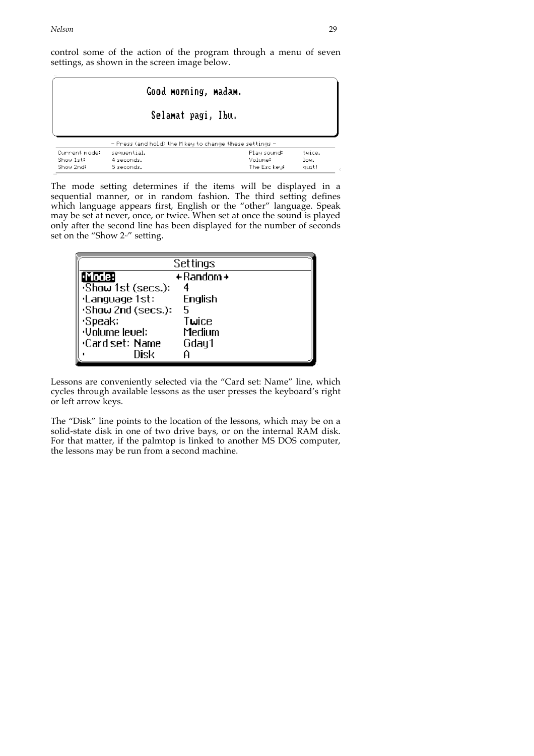control some of the action of the program through a menu of seven settings, as shown in the screen image below.

```
Good morning, madam.

Selamat pagi, Ibu.

– Press (and hold) the M key to change these settings –
Current mode:   sequential.          Play sound:    twice.
Show 1st:       4 seconds.           Volume:        low.
Show 2nd:       5 seconds.           The Esc key:   quit!
```

The mode setting determines if the items will be displayed in a sequential manner, or in random fashion. The third setting defines which language appears first, English or the "other" language. Speak may be set at never, once, or twice. When set at once the sound is played only after the second line has been displayed for the number of seconds set on the "Show 2nd" setting.

```
Settings
·Mode:               ←Random→
·Show 1st (secs.):   4
·Language 1st:       English
·Show 2nd (secs.):   5
·Speak:              Twice
·Volume level:       Medium
·Card set: Name      Gday1
·          Disk      A
```

Lessons are conveniently selected via the "Card set: Name" line, which cycles through available lessons as the user presses the keyboard's right or left arrow keys.

The "Disk" line points to the location of the lessons, which may be on a solid-state disk in one of two drive bays, or on the internal RAM disk. For that matter, if the palmtop is linked to another MS DOS computer, the lessons may be run from a second machine.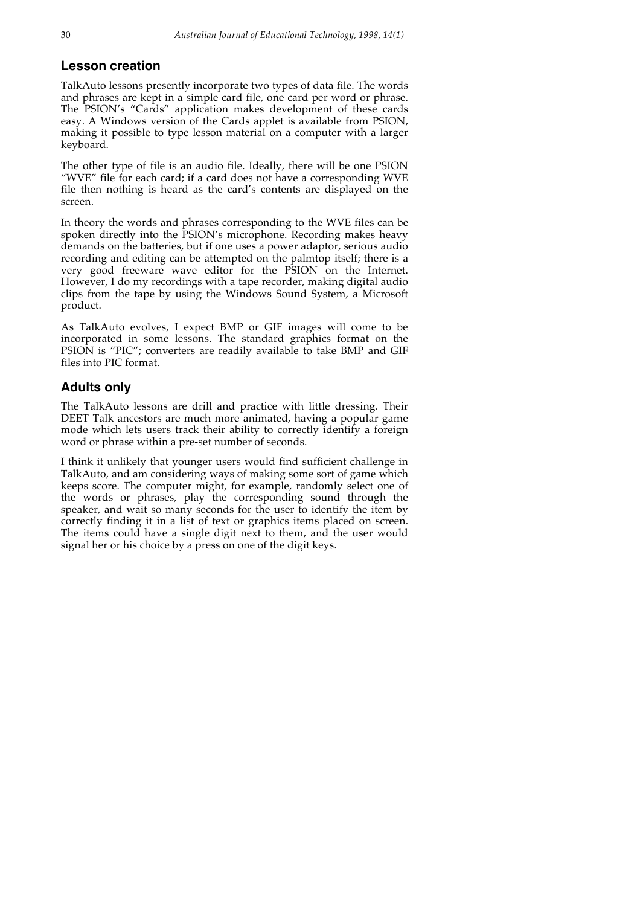## Lesson creation

TalkAuto lessons presently incorporate two types of data file. The words and phrases are kept in a simple card file, one card per word or phrase. The PSION's "Cards" application makes development of these cards easy. A Windows version of the Cards applet is available from PSION, making it possible to type lesson material on a computer with a larger keyboard.

The other type of file is an audio file. Ideally, there will be one PSION "WVE" file for each card; if a card does not have a corresponding WVE file then nothing is heard as the card's contents are displayed on the screen.

In theory the words and phrases corresponding to the WVE files can be spoken directly into the PSION's microphone. Recording makes heavy demands on the batteries, but if one uses a power adaptor, serious audio recording and editing can be attempted on the palmtop itself; there is a very good freeware wave editor for the PSION on the Internet. However, I do my recordings with a tape recorder, making digital audio clips from the tape by using the Windows Sound System, a Microsoft product.

As TalkAuto evolves, I expect BMP or GIF images will come to be incorporated in some lessons. The standard graphics format on the PSION is "PIC"; converters are readily available to take BMP and GIF files into PIC format.

## Adults only

The TalkAuto lessons are drill and practice with little dressing. Their DEET Talk ancestors are much more animated, having a popular game mode which lets users track their ability to correctly identify a foreign word or phrase within a pre-set number of seconds.

I think it unlikely that younger users would find sufficient challenge in TalkAuto, and am considering ways of making some sort of game which keeps score. The computer might, for example, randomly select one of the words or phrases, play the corresponding sound through the speaker, and wait so many seconds for the user to identify the item by correctly finding it in a list of text or graphics items placed on screen. The items could have a single digit next to them, and the user would signal her or his choice by a press on one of the digit keys.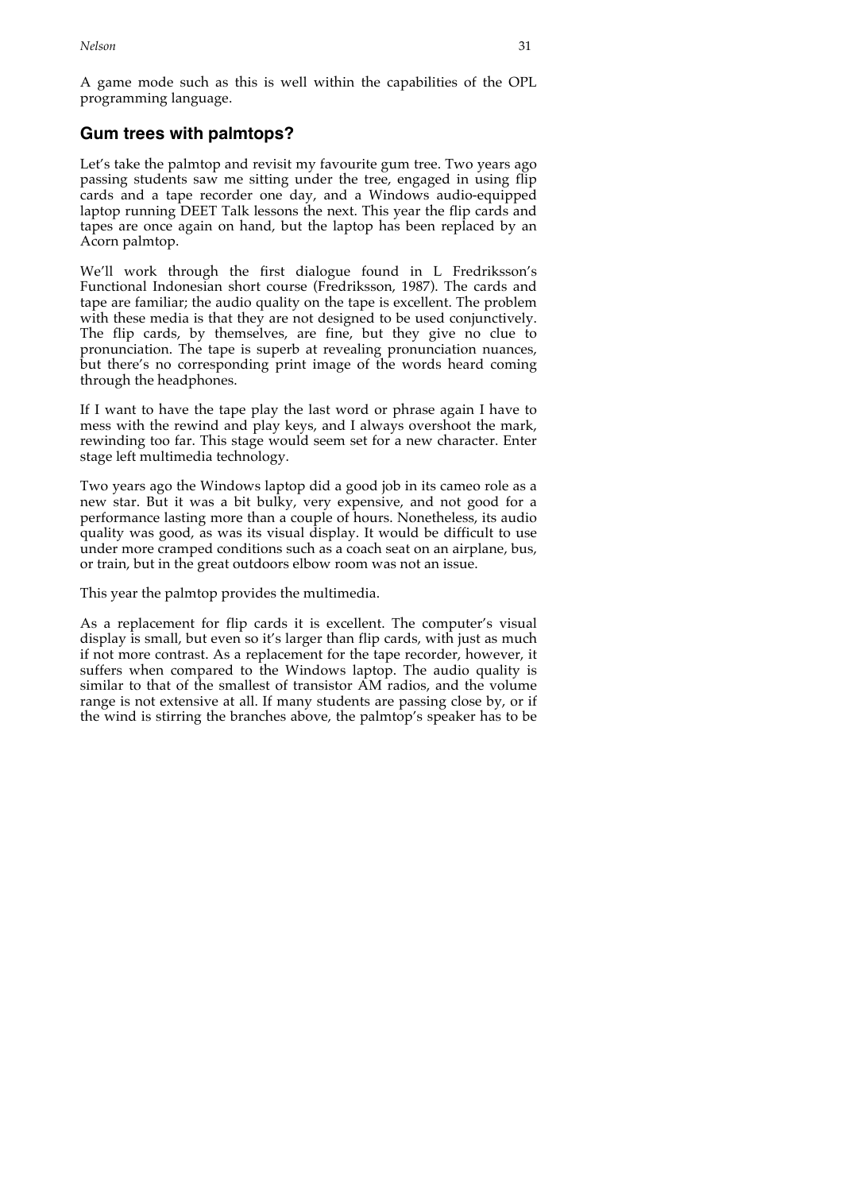A game mode such as this is well within the capabilities of the OPL programming language.

## Gum trees with palmtops?

Let's take the palmtop and revisit my favourite gum tree. Two years ago passing students saw me sitting under the tree, engaged in using flip cards and a tape recorder one day, and a Windows audio-equipped laptop running DEET Talk lessons the next. This year the flip cards and tapes are once again on hand, but the laptop has been replaced by an Acorn palmtop.

We'll work through the first dialogue found in L Fredriksson's Functional Indonesian short course (Fredriksson, 1987). The cards and tape are familiar; the audio quality on the tape is excellent. The problem with these media is that they are not designed to be used conjunctively. The flip cards, by themselves, are fine, but they give no clue to pronunciation. The tape is superb at revealing pronunciation nuances, but there's no corresponding print image of the words heard coming through the headphones.

If I want to have the tape play the last word or phrase again I have to mess with the rewind and play keys, and I always overshoot the mark, rewinding too far. This stage would seem set for a new character. Enter stage left multimedia technology.

Two years ago the Windows laptop did a good job in its cameo role as a new star. But it was a bit bulky, very expensive, and not good for a performance lasting more than a couple of hours. Nonetheless, its audio quality was good, as was its visual display. It would be difficult to use under more cramped conditions such as a coach seat on an airplane, bus, or train, but in the great outdoors elbow room was not an issue.

This year the palmtop provides the multimedia.

As a replacement for flip cards it is excellent. The computer's visual display is small, but even so it's larger than flip cards, with just as much if not more contrast. As a replacement for the tape recorder, however, it suffers when compared to the Windows laptop. The audio quality is similar to that of the smallest of transistor AM radios, and the volume range is not extensive at all. If many students are passing close by, or if the wind is stirring the branches above, the palmtop's speaker has to be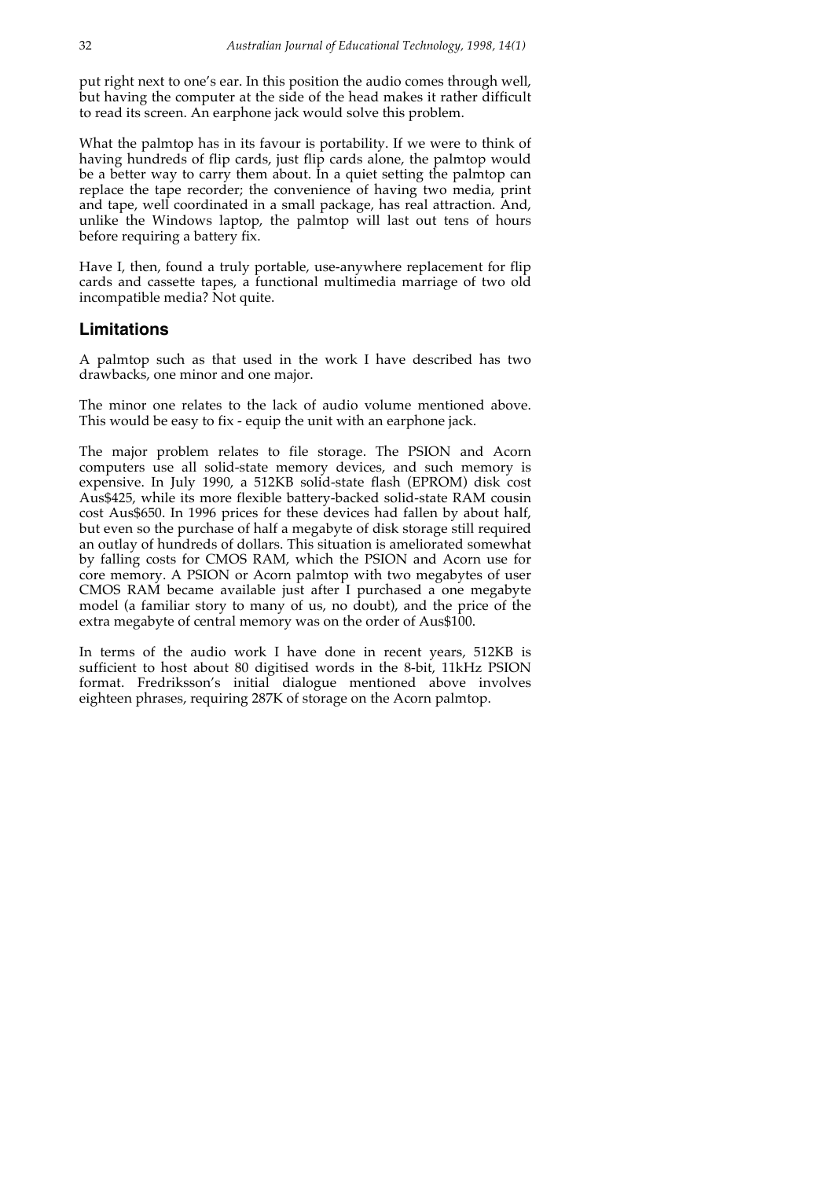put right next to one's ear. In this position the audio comes through well, but having the computer at the side of the head makes it rather difficult to read its screen. An earphone jack would solve this problem.

What the palmtop has in its favour is portability. If we were to think of having hundreds of flip cards, just flip cards alone, the palmtop would be a better way to carry them about. In a quiet setting the palmtop can replace the tape recorder; the convenience of having two media, print and tape, well coordinated in a small package, has real attraction. And, unlike the Windows laptop, the palmtop will last out tens of hours before requiring a battery fix.

Have I, then, found a truly portable, use-anywhere replacement for flip cards and cassette tapes, a functional multimedia marriage of two old incompatible media? Not quite.

## Limitations

A palmtop such as that used in the work I have described has two drawbacks, one minor and one major.

The minor one relates to the lack of audio volume mentioned above. This would be easy to fix - equip the unit with an earphone jack.

The major problem relates to file storage. The PSION and Acorn computers use all solid-state memory devices, and such memory is expensive. In July 1990, a 512KB solid-state flash (EPROM) disk cost Aus$425, while its more flexible battery-backed solid-state RAM cousin cost Aus$650. In 1996 prices for these devices had fallen by about half, but even so the purchase of half a megabyte of disk storage still required an outlay of hundreds of dollars. This situation is ameliorated somewhat by falling costs for CMOS RAM, which the PSION and Acorn use for core memory. A PSION or Acorn palmtop with two megabytes of user CMOS RAM became available just after I purchased a one megabyte model (a familiar story to many of us, no doubt), and the price of the extra megabyte of central memory was on the order of Aus$100.

In terms of the audio work I have done in recent years, 512KB is sufficient to host about 80 digitised words in the 8-bit, 11kHz PSION format. Fredriksson's initial dialogue mentioned above involves eighteen phrases, requiring 287K of storage on the Acorn palmtop.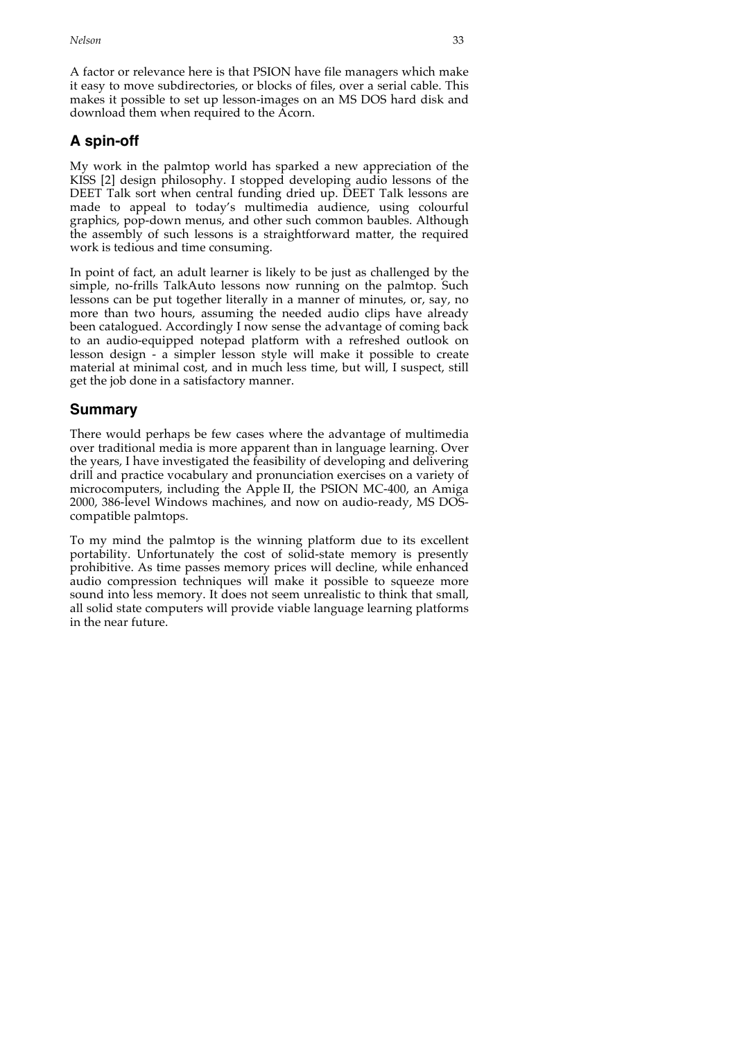A factor or relevance here is that PSION have file managers which make it easy to move subdirectories, or blocks of files, over a serial cable. This makes it possible to set up lesson-images on an MS DOS hard disk and download them when required to the Acorn.

## A spin-off

My work in the palmtop world has sparked a new appreciation of the KISS [2] design philosophy. I stopped developing audio lessons of the DEET Talk sort when central funding dried up. DEET Talk lessons are made to appeal to today's multimedia audience, using colourful graphics, pop-down menus, and other such common baubles. Although the assembly of such lessons is a straightforward matter, the required work is tedious and time consuming.

In point of fact, an adult learner is likely to be just as challenged by the simple, no-frills TalkAuto lessons now running on the palmtop. Such lessons can be put together literally in a manner of minutes, or, say, no more than two hours, assuming the needed audio clips have already been catalogued. Accordingly I now sense the advantage of coming back to an audio-equipped notepad platform with a refreshed outlook on lesson design - a simpler lesson style will make it possible to create material at minimal cost, and in much less time, but will, I suspect, still get the job done in a satisfactory manner.

## Summary

There would perhaps be few cases where the advantage of multimedia over traditional media is more apparent than in language learning. Over the years, I have investigated the feasibility of developing and delivering drill and practice vocabulary and pronunciation exercises on a variety of microcomputers, including the Apple II, the PSION MC-400, an Amiga 2000, 386-level Windows machines, and now on audio-ready, MS DOS-compatible palmtops.

To my mind the palmtop is the winning platform due to its excellent portability. Unfortunately the cost of solid-state memory is presently prohibitive. As time passes memory prices will decline, while enhanced audio compression techniques will make it possible to squeeze more sound into less memory. It does not seem unrealistic to think that small, all solid state computers will provide viable language learning platforms in the near future.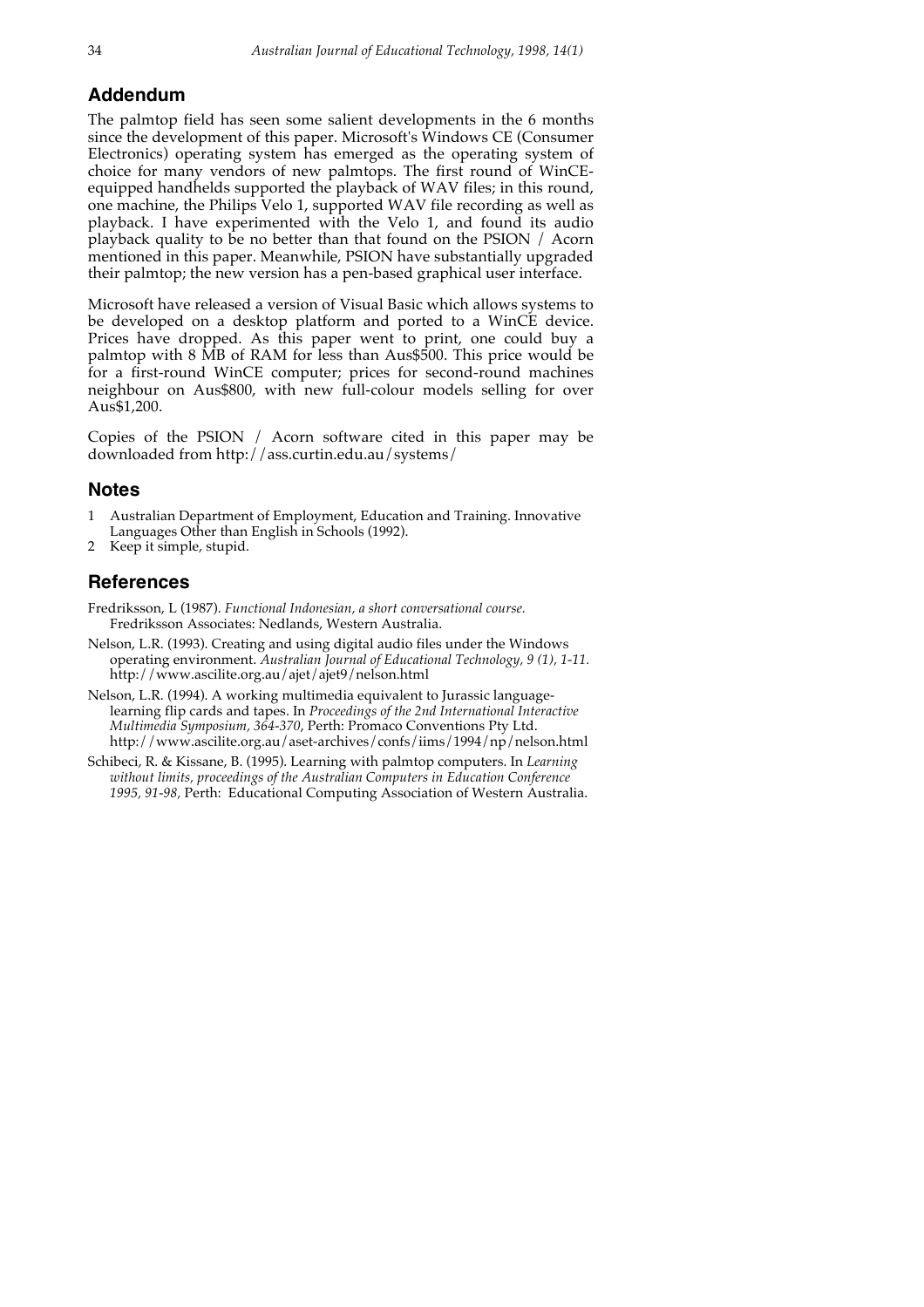## Addendum

The palmtop field has seen some salient developments in the 6 months since the development of this paper. Microsoft's Windows CE (Consumer Electronics) operating system has emerged as the operating system of choice for many vendors of new palmtops. The first round of WinCE-equipped handhelds supported the playback of WAV files; in this round, one machine, the Philips Velo 1, supported WAV file recording as well as playback. I have experimented with the Velo 1, and found its audio playback quality to be no better than that found on the PSION / Acorn mentioned in this paper. Meanwhile, PSION have substantially upgraded their palmtop; the new version has a pen-based graphical user interface.

Microsoft have released a version of Visual Basic which allows systems to be developed on a desktop platform and ported to a WinCE device. Prices have dropped. As this paper went to print, one could buy a palmtop with 8 MB of RAM for less than Aus$500. This price would be for a first-round WinCE computer; prices for second-round machines neighbour on Aus$800, with new full-colour models selling for over Aus$1,200.

Copies of the PSION / Acorn software cited in this paper may be downloaded from http://ass.curtin.edu.au/systems/

## Notes

1. Australian Department of Employment, Education and Training. Innovative Languages Other than English in Schools (1992).
2. Keep it simple, stupid.

## References

Fredriksson, L (1987). *Functional Indonesian, a short conversational course.* Fredriksson Associates: Nedlands, Western Australia.

Nelson, L.R. (1993). Creating and using digital audio files under the Windows operating environment. *Australian Journal of Educational Technology, 9 (1), 1-11.* http://www.ascilite.org.au/ajet/ajet9/nelson.html

Nelson, L.R. (1994). A working multimedia equivalent to Jurassic language-learning flip cards and tapes. In *Proceedings of the 2nd International Interactive Multimedia Symposium, 364-370*, Perth: Promaco Conventions Pty Ltd. http://www.ascilite.org.au/aset-archives/confs/iims/1994/np/nelson.html

Schibeci, R. & Kissane, B. (1995). Learning with palmtop computers. In *Learning without limits, proceedings of the Australian Computers in Education Conference 1995, 91-98,* Perth: Educational Computing Association of Western Australia.